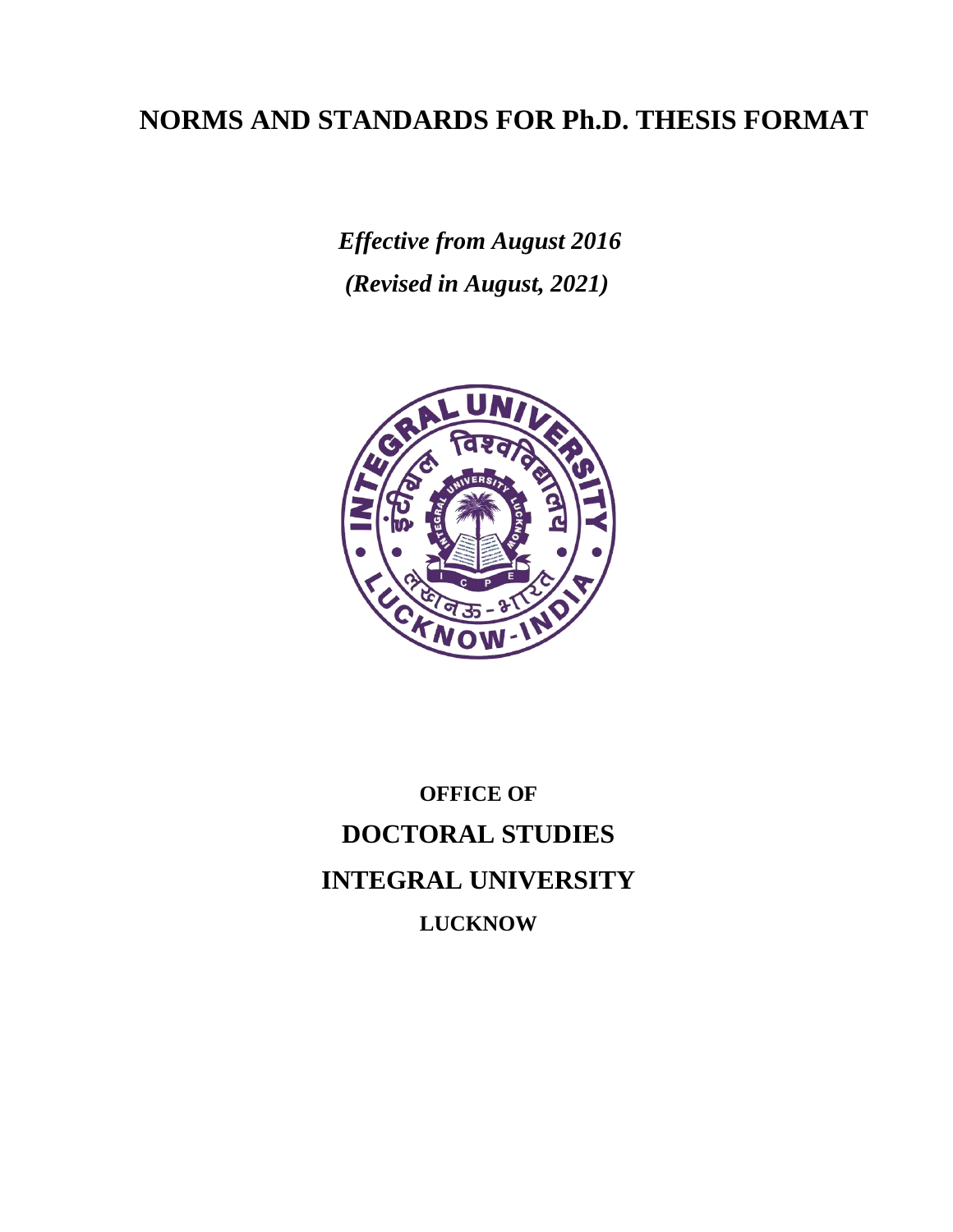# NORMS AND STANDARDS FOR Ph.D. THESIS FORMAT

***Effective from August 2016***

***(Revised in August, 2021)***

**OFFICE OF**

**DOCTORAL STUDIES**

**INTEGRAL UNIVERSITY**

**LUCKNOW**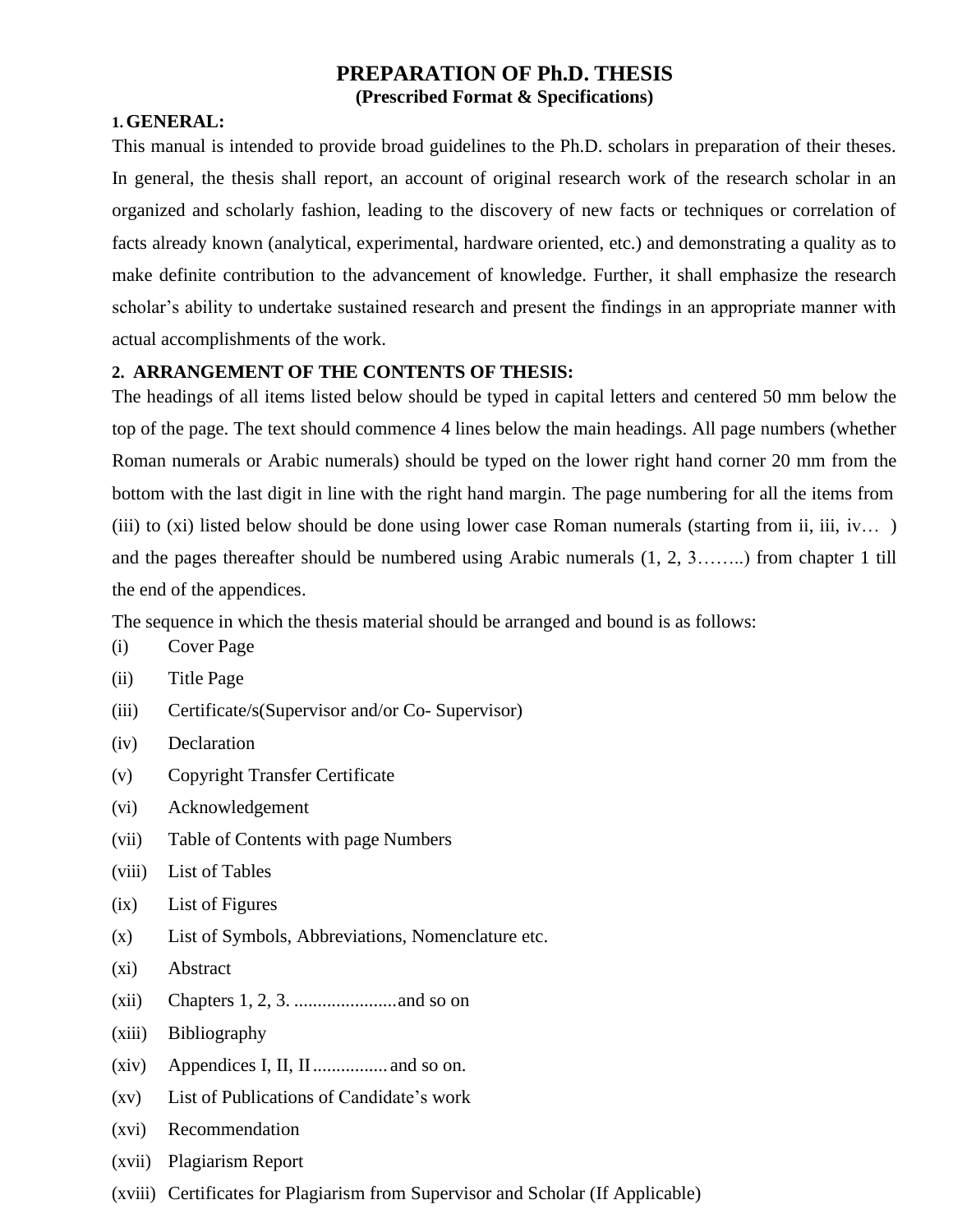# PREPARATION OF Ph.D. THESIS

**(Prescribed Format & Specifications)**

## 1. GENERAL:

This manual is intended to provide broad guidelines to the Ph.D. scholars in preparation of their theses. In general, the thesis shall report, an account of original research work of the research scholar in an organized and scholarly fashion, leading to the discovery of new facts or techniques or correlation of facts already known (analytical, experimental, hardware oriented, etc.) and demonstrating a quality as to make definite contribution to the advancement of knowledge. Further, it shall emphasize the research scholar's ability to undertake sustained research and present the findings in an appropriate manner with actual accomplishments of the work.

## 2. ARRANGEMENT OF THE CONTENTS OF THESIS:

The headings of all items listed below should be typed in capital letters and centered 50 mm below the top of the page. The text should commence 4 lines below the main headings. All page numbers (whether Roman numerals or Arabic numerals) should be typed on the lower right hand corner 20 mm from the bottom with the last digit in line with the right hand margin. The page numbering for all the items from (iii) to (xi) listed below should be done using lower case Roman numerals (starting from ii, iii, iv… ) and the pages thereafter should be numbered using Arabic numerals (1, 2, 3……..) from chapter 1 till the end of the appendices.

The sequence in which the thesis material should be arranged and bound is as follows:

(i) Cover Page
(ii) Title Page
(iii) Certificate/s(Supervisor and/or Co- Supervisor)
(iv) Declaration
(v) Copyright Transfer Certificate
(vi) Acknowledgement
(vii) Table of Contents with page Numbers
(viii) List of Tables
(ix) List of Figures
(x) List of Symbols, Abbreviations, Nomenclature etc.
(xi) Abstract
(xii) Chapters 1, 2, 3. ......................and so on
(xiii) Bibliography
(xiv) Appendices I, II, II................ and so on.
(xv) List of Publications of Candidate's work
(xvi) Recommendation
(xvii) Plagiarism Report
(xviii) Certificates for Plagiarism from Supervisor and Scholar (If Applicable)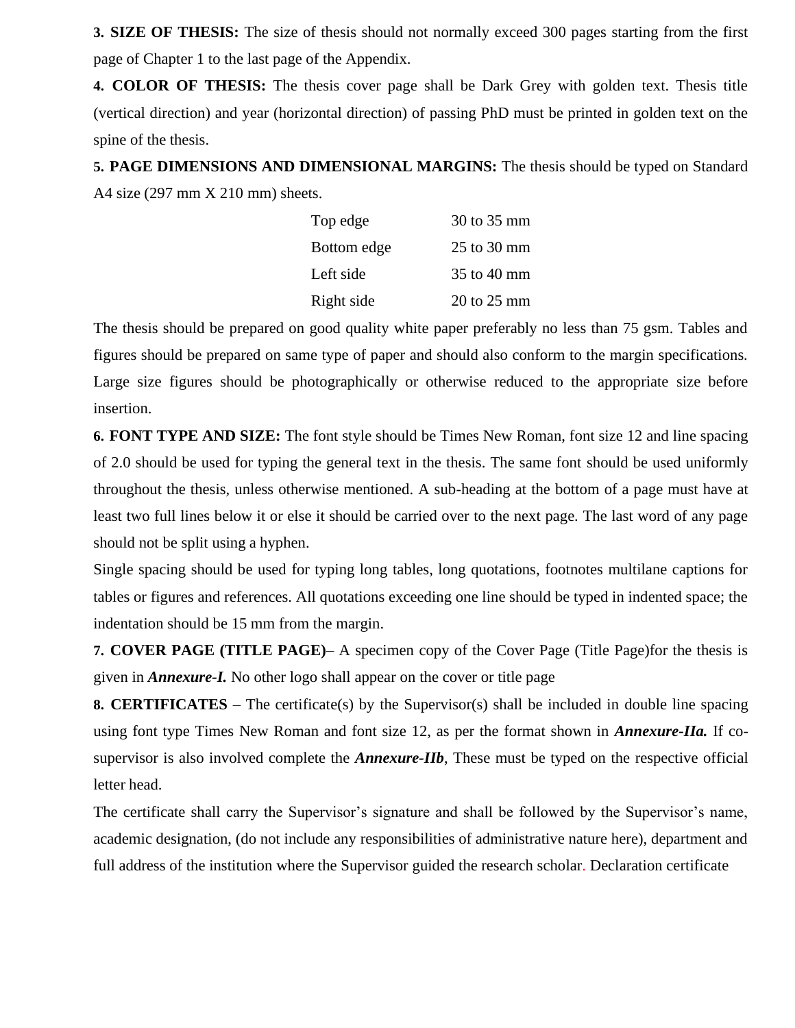**3. SIZE OF THESIS:** The size of thesis should not normally exceed 300 pages starting from the first page of Chapter 1 to the last page of the Appendix.

**4. COLOR OF THESIS:** The thesis cover page shall be Dark Grey with golden text. Thesis title (vertical direction) and year (horizontal direction) of passing PhD must be printed in golden text on the spine of the thesis.

**5. PAGE DIMENSIONS AND DIMENSIONAL MARGINS:** The thesis should be typed on Standard A4 size (297 mm X 210 mm) sheets.

| | |
|---|---|
| Top edge | 30 to 35 mm |
| Bottom edge | 25 to 30 mm |
| Left side | 35 to 40 mm |
| Right side | 20 to 25 mm |

The thesis should be prepared on good quality white paper preferably no less than 75 gsm. Tables and figures should be prepared on same type of paper and should also conform to the margin specifications. Large size figures should be photographically or otherwise reduced to the appropriate size before insertion.

**6. FONT TYPE AND SIZE:** The font style should be Times New Roman, font size 12 and line spacing of 2.0 should be used for typing the general text in the thesis. The same font should be used uniformly throughout the thesis, unless otherwise mentioned. A sub-heading at the bottom of a page must have at least two full lines below it or else it should be carried over to the next page. The last word of any page should not be split using a hyphen.

Single spacing should be used for typing long tables, long quotations, footnotes multilane captions for tables or figures and references. All quotations exceeding one line should be typed in indented space; the indentation should be 15 mm from the margin.

**7. COVER PAGE (TITLE PAGE)**– A specimen copy of the Cover Page (Title Page)for the thesis is given in ***Annexure-I.*** No other logo shall appear on the cover or title page

**8. CERTIFICATES** – The certificate(s) by the Supervisor(s) shall be included in double line spacing using font type Times New Roman and font size 12, as per the format shown in ***Annexure-IIa.*** If co-supervisor is also involved complete the ***Annexure-IIb***, These must be typed on the respective official letter head.

The certificate shall carry the Supervisor's signature and shall be followed by the Supervisor's name, academic designation, (do not include any responsibilities of administrative nature here), department and full address of the institution where the Supervisor guided the research scholar. Declaration certificate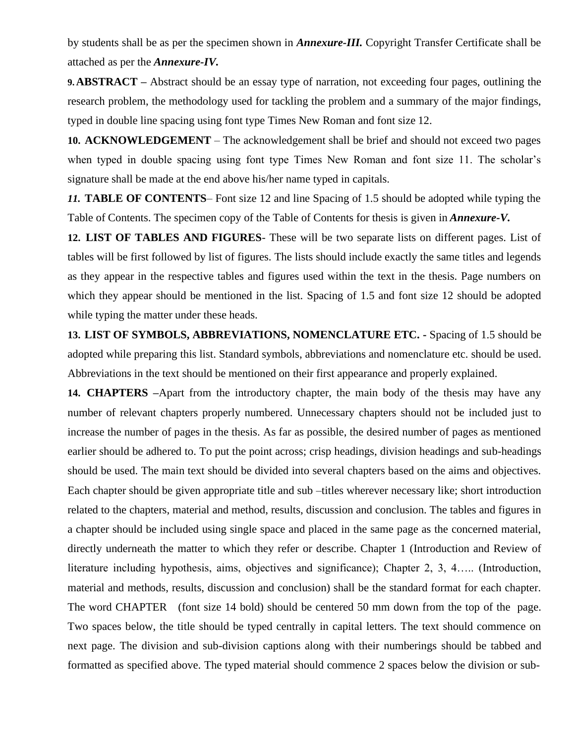by students shall be as per the specimen shown in ***Annexure-III.*** Copyright Transfer Certificate shall be attached as per the ***Annexure-IV.***

**9. ABSTRACT –** Abstract should be an essay type of narration, not exceeding four pages, outlining the research problem, the methodology used for tackling the problem and a summary of the major findings, typed in double line spacing using font type Times New Roman and font size 12.

**10. ACKNOWLEDGEMENT** – The acknowledgement shall be brief and should not exceed two pages when typed in double spacing using font type Times New Roman and font size 11. The scholar's signature shall be made at the end above his/her name typed in capitals.

***11.*** **TABLE OF CONTENTS**– Font size 12 and line Spacing of 1.5 should be adopted while typing the Table of Contents. The specimen copy of the Table of Contents for thesis is given in ***Annexure-V.***

**12. LIST OF TABLES AND FIGURES**- These will be two separate lists on different pages. List of tables will be first followed by list of figures. The lists should include exactly the same titles and legends as they appear in the respective tables and figures used within the text in the thesis. Page numbers on which they appear should be mentioned in the list. Spacing of 1.5 and font size 12 should be adopted while typing the matter under these heads.

**13. LIST OF SYMBOLS, ABBREVIATIONS, NOMENCLATURE ETC. -** Spacing of 1.5 should be adopted while preparing this list. Standard symbols, abbreviations and nomenclature etc. should be used. Abbreviations in the text should be mentioned on their first appearance and properly explained.

**14. CHAPTERS –**Apart from the introductory chapter, the main body of the thesis may have any number of relevant chapters properly numbered. Unnecessary chapters should not be included just to increase the number of pages in the thesis. As far as possible, the desired number of pages as mentioned earlier should be adhered to. To put the point across; crisp headings, division headings and sub-headings should be used. The main text should be divided into several chapters based on the aims and objectives. Each chapter should be given appropriate title and sub –titles wherever necessary like; short introduction related to the chapters, material and method, results, discussion and conclusion. The tables and figures in a chapter should be included using single space and placed in the same page as the concerned material, directly underneath the matter to which they refer or describe. Chapter 1 (Introduction and Review of literature including hypothesis, aims, objectives and significance); Chapter 2, 3, 4….. (Introduction, material and methods, results, discussion and conclusion) shall be the standard format for each chapter. The word CHAPTER (font size 14 bold) should be centered 50 mm down from the top of the page. Two spaces below, the title should be typed centrally in capital letters. The text should commence on next page. The division and sub-division captions along with their numberings should be tabbed and formatted as specified above. The typed material should commence 2 spaces below the division or sub-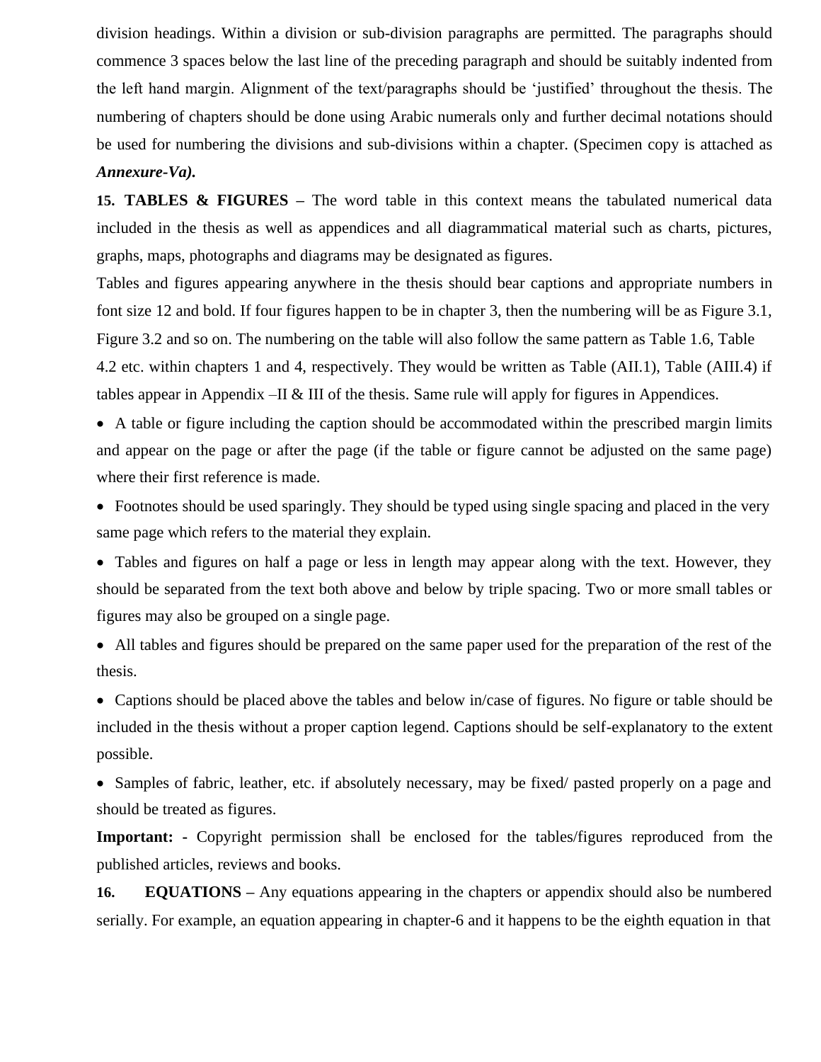division headings. Within a division or sub-division paragraphs are permitted. The paragraphs should commence 3 spaces below the last line of the preceding paragraph and should be suitably indented from the left hand margin. Alignment of the text/paragraphs should be 'justified' throughout the thesis. The numbering of chapters should be done using Arabic numerals only and further decimal notations should be used for numbering the divisions and sub-divisions within a chapter. (Specimen copy is attached as ***Annexure-Va).***

**15. TABLES & FIGURES –** The word table in this context means the tabulated numerical data included in the thesis as well as appendices and all diagrammatical material such as charts, pictures, graphs, maps, photographs and diagrams may be designated as figures.

Tables and figures appearing anywhere in the thesis should bear captions and appropriate numbers in font size 12 and bold. If four figures happen to be in chapter 3, then the numbering will be as Figure 3.1, Figure 3.2 and so on. The numbering on the table will also follow the same pattern as Table 1.6, Table 4.2 etc. within chapters 1 and 4, respectively. They would be written as Table (AII.1), Table (AIII.4) if tables appear in Appendix –II & III of the thesis. Same rule will apply for figures in Appendices.

- A table or figure including the caption should be accommodated within the prescribed margin limits and appear on the page or after the page (if the table or figure cannot be adjusted on the same page) where their first reference is made.
- Footnotes should be used sparingly. They should be typed using single spacing and placed in the very same page which refers to the material they explain.
- Tables and figures on half a page or less in length may appear along with the text. However, they should be separated from the text both above and below by triple spacing. Two or more small tables or figures may also be grouped on a single page.
- All tables and figures should be prepared on the same paper used for the preparation of the rest of the thesis.
- Captions should be placed above the tables and below in/case of figures. No figure or table should be included in the thesis without a proper caption legend. Captions should be self-explanatory to the extent possible.
- Samples of fabric, leather, etc. if absolutely necessary, may be fixed/ pasted properly on a page and should be treated as figures.

**Important: -** Copyright permission shall be enclosed for the tables/figures reproduced from the published articles, reviews and books.

**16. EQUATIONS –** Any equations appearing in the chapters or appendix should also be numbered serially. For example, an equation appearing in chapter-6 and it happens to be the eighth equation in that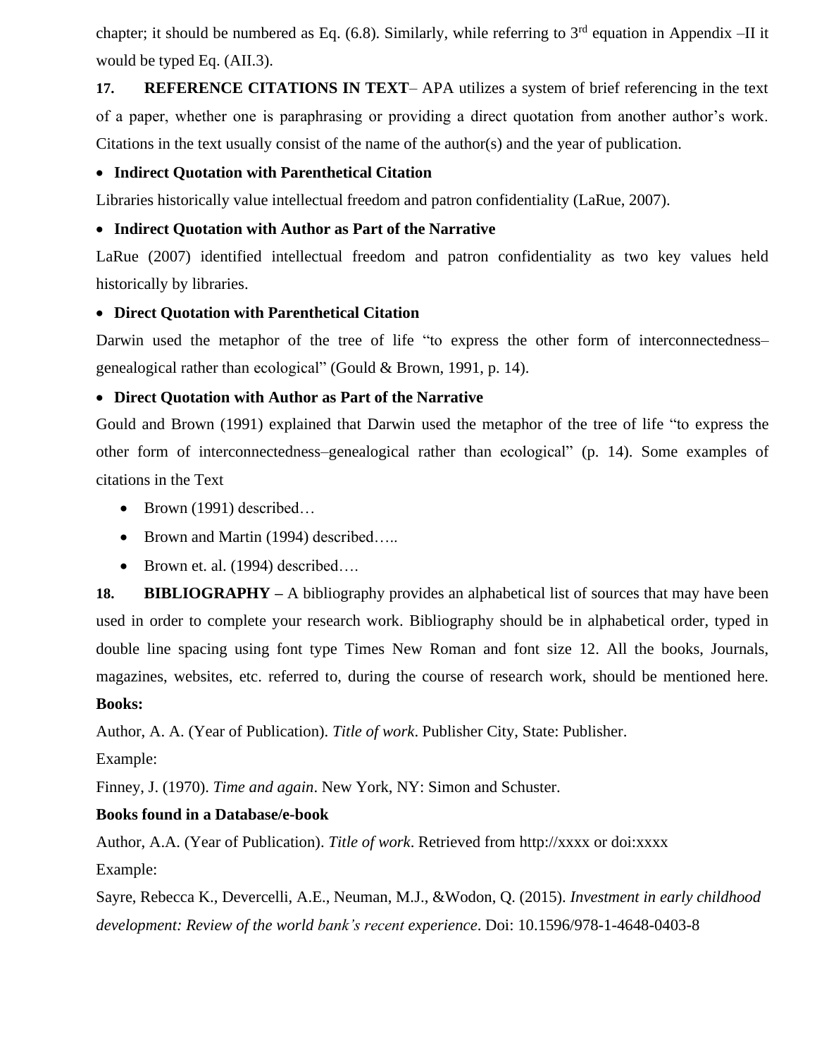chapter; it should be numbered as Eq. (6.8). Similarly, while referring to 3rd equation in Appendix –II it would be typed Eq. (AII.3).

**17. REFERENCE CITATIONS IN TEXT**– APA utilizes a system of brief referencing in the text of a paper, whether one is paraphrasing or providing a direct quotation from another author's work. Citations in the text usually consist of the name of the author(s) and the year of publication.

- **Indirect Quotation with Parenthetical Citation**

Libraries historically value intellectual freedom and patron confidentiality (LaRue, 2007).

- **Indirect Quotation with Author as Part of the Narrative**

LaRue (2007) identified intellectual freedom and patron confidentiality as two key values held historically by libraries.

- **Direct Quotation with Parenthetical Citation**

Darwin used the metaphor of the tree of life "to express the other form of interconnectedness–genealogical rather than ecological" (Gould & Brown, 1991, p. 14).

- **Direct Quotation with Author as Part of the Narrative**

Gould and Brown (1991) explained that Darwin used the metaphor of the tree of life "to express the other form of interconnectedness–genealogical rather than ecological" (p. 14). Some examples of citations in the Text

- Brown (1991) described…
- Brown and Martin (1994) described…..
- Brown et. al. (1994) described….

**18. BIBLIOGRAPHY –** A bibliography provides an alphabetical list of sources that may have been used in order to complete your research work. Bibliography should be in alphabetical order, typed in double line spacing using font type Times New Roman and font size 12. All the books, Journals, magazines, websites, etc. referred to, during the course of research work, should be mentioned here.

**Books:**

Author, A. A. (Year of Publication). *Title of work*. Publisher City, State: Publisher.

Example:

Finney, J. (1970). *Time and again*. New York, NY: Simon and Schuster.

**Books found in a Database/e-book**

Author, A.A. (Year of Publication). *Title of work*. Retrieved from http://xxxx or doi:xxxx

Example:

Sayre, Rebecca K., Devercelli, A.E., Neuman, M.J., &Wodon, Q. (2015). *Investment in early childhood development: Review of the world bank's recent experience*. Doi: 10.1596/978-1-4648-0403-8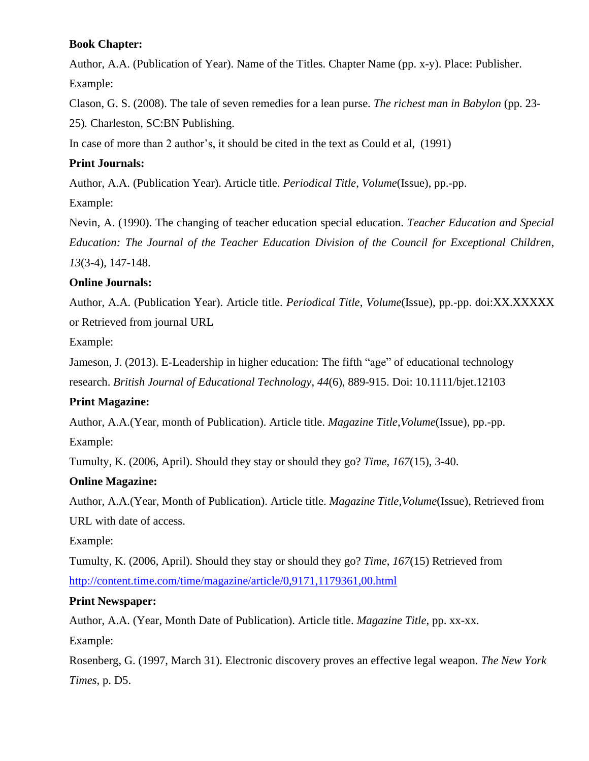**Book Chapter:**

Author, A.A. (Publication of Year). Name of the Titles. Chapter Name (pp. x-y). Place: Publisher.

Example:

Clason, G. S. (2008). The tale of seven remedies for a lean purse. *The richest man in Babylon* (pp. 23-25). Charleston, SC:BN Publishing.

In case of more than 2 author's, it should be cited in the text as Could et al, (1991)

**Print Journals:**

Author, A.A. (Publication Year). Article title. *Periodical Title*, *Volume*(Issue), pp.-pp.

Example:

Nevin, A. (1990). The changing of teacher education special education. *Teacher Education and Special Education: The Journal of the Teacher Education Division of the Council for Exceptional Children*, *13*(3-4), 147-148.

**Online Journals:**

Author, A.A. (Publication Year). Article title. *Periodical Title*, *Volume*(Issue), pp.-pp. doi:XX.XXXXX or Retrieved from journal URL

Example:

Jameson, J. (2013). E-Leadership in higher education: The fifth "age" of educational technology research. *British Journal of Educational Technology*, *44*(6), 889-915. Doi: 10.1111/bjet.12103

**Print Magazine:**

Author, A.A.(Year, month of Publication). Article title. *Magazine Title*,*Volume*(Issue), pp.-pp.

Example:

Tumulty, K. (2006, April). Should they stay or should they go? *Time*, *167*(15), 3-40.

**Online Magazine:**

Author, A.A.(Year, Month of Publication). Article title. *Magazine Title*,*Volume*(Issue), Retrieved from URL with date of access.

Example:

Tumulty, K. (2006, April). Should they stay or should they go? *Time*, *167*(15) Retrieved from http://content.time.com/time/magazine/article/0,9171,1179361,00.html

**Print Newspaper:**

Author, A.A. (Year, Month Date of Publication). Article title. *Magazine Title*, pp. xx-xx.

Example:

Rosenberg, G. (1997, March 31). Electronic discovery proves an effective legal weapon. *The New York Times*, p. D5.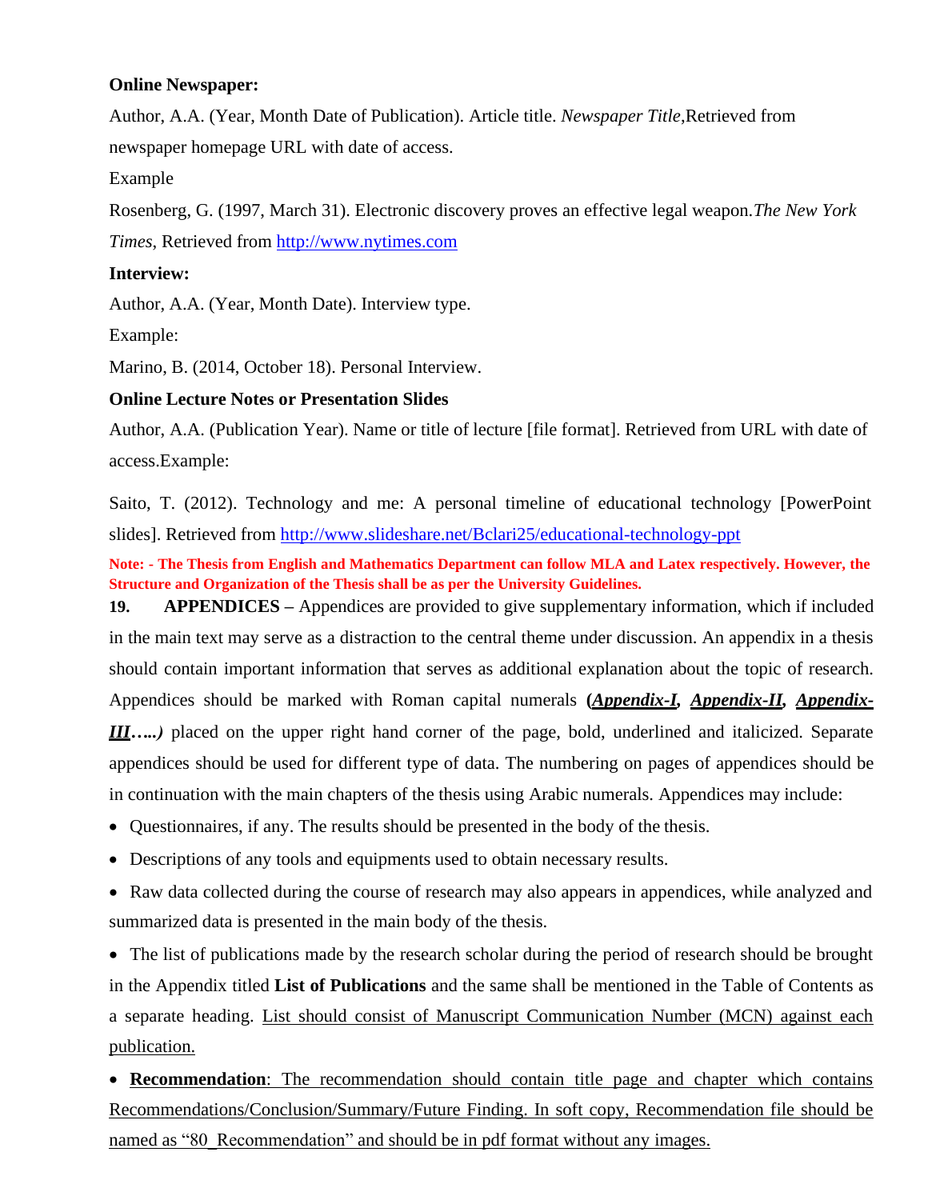**Online Newspaper:**

Author, A.A. (Year, Month Date of Publication). Article title. *Newspaper Title*,Retrieved from newspaper homepage URL with date of access.

Example

Rosenberg, G. (1997, March 31). Electronic discovery proves an effective legal weapon.*The New York Times*, Retrieved from [http://www.nytimes.com](http://www.nytimes.com)

**Interview:**

Author, A.A. (Year, Month Date). Interview type.

Example:

Marino, B. (2014, October 18). Personal Interview.

**Online Lecture Notes or Presentation Slides**

Author, A.A. (Publication Year). Name or title of lecture [file format]. Retrieved from URL with date of access.Example:

Saito, T. (2012). Technology and me: A personal timeline of educational technology [PowerPoint slides]. Retrieved from [http://www.slideshare.net/Bclari25/educational-technology-ppt](http://www.slideshare.net/Bclari25/educational-technology-ppt)

**Note: - The Thesis from English and Mathematics Department can follow MLA and Latex respectively. However, the Structure and Organization of the Thesis shall be as per the University Guidelines.**

**19. APPENDICES –** Appendices are provided to give supplementary information, which if included in the main text may serve as a distraction to the central theme under discussion. An appendix in a thesis should contain important information that serves as additional explanation about the topic of research. Appendices should be marked with Roman capital numerals **(*<u>Appendix-I</u>, <u>Appendix-II</u>, <u>Appendix-III</u>…..)*** placed on the upper right hand corner of the page, bold, underlined and italicized. Separate appendices should be used for different type of data. The numbering on pages of appendices should be in continuation with the main chapters of the thesis using Arabic numerals. Appendices may include:

- Questionnaires, if any. The results should be presented in the body of the thesis.
- Descriptions of any tools and equipments used to obtain necessary results.
- Raw data collected during the course of research may also appears in appendices, while analyzed and summarized data is presented in the main body of the thesis.
- The list of publications made by the research scholar during the period of research should be brought in the Appendix titled **List of Publications** and the same shall be mentioned in the Table of Contents as a separate heading. <u>List should consist of Manuscript Communication Number (MCN) against each publication.</u>
- <u>**Recommendation**: The recommendation should contain title page and chapter which contains Recommendations/Conclusion/Summary/Future Finding. In soft copy, Recommendation file should be named as "80_Recommendation" and should be in pdf format without any images.</u>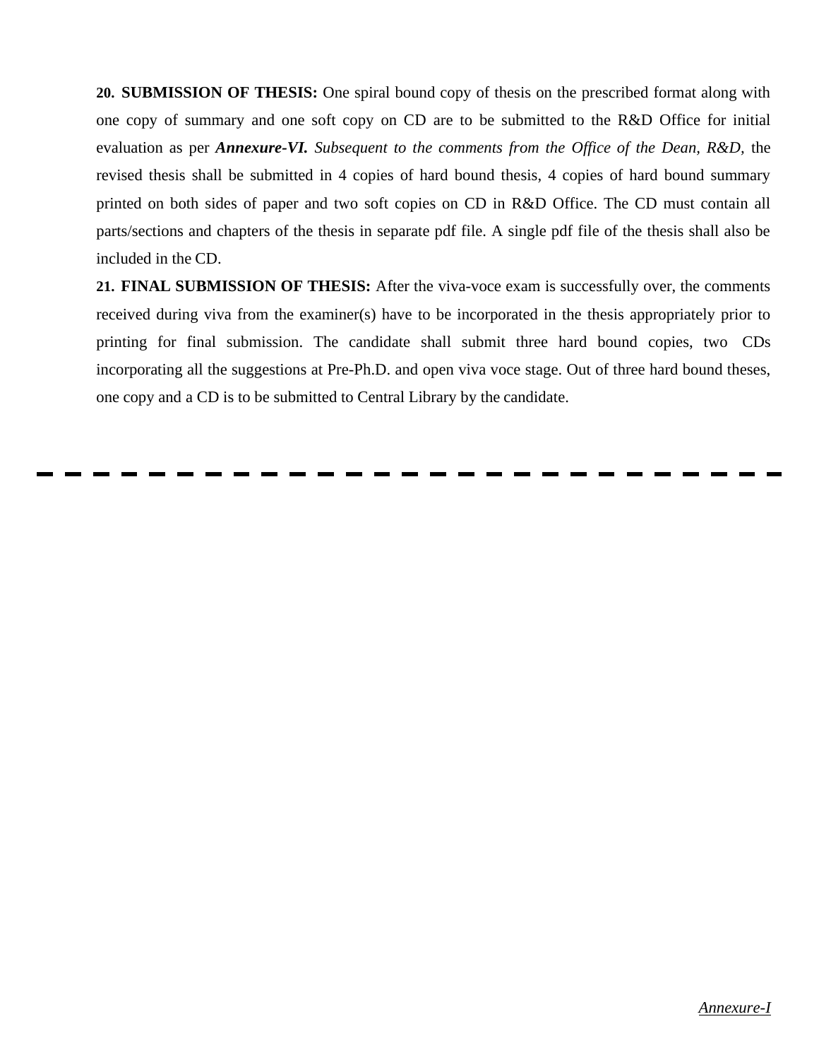**20. SUBMISSION OF THESIS:** One spiral bound copy of thesis on the prescribed format along with one copy of summary and one soft copy on CD are to be submitted to the R&D Office for initial evaluation as per ***Annexure-VI.*** *Subsequent to the comments from the Office of the Dean, R&D,* the revised thesis shall be submitted in 4 copies of hard bound thesis, 4 copies of hard bound summary printed on both sides of paper and two soft copies on CD in R&D Office. The CD must contain all parts/sections and chapters of the thesis in separate pdf file. A single pdf file of the thesis shall also be included in the CD.

**21. FINAL SUBMISSION OF THESIS:** After the viva-voce exam is successfully over, the comments received during viva from the examiner(s) have to be incorporated in the thesis appropriately prior to printing for final submission. The candidate shall submit three hard bound copies, two CDs incorporating all the suggestions at Pre-Ph.D. and open viva voce stage. Out of three hard bound theses, one copy and a CD is to be submitted to Central Library by the candidate.

---

*Annexure-I*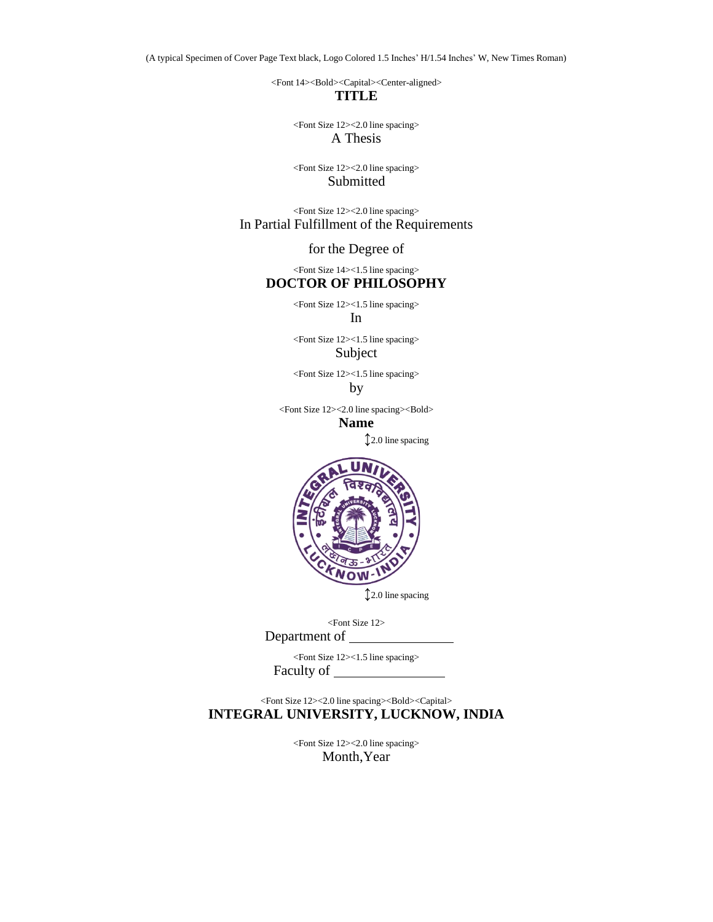(A typical Specimen of Cover Page Text black, Logo Colored 1.5 Inches' H/1.54 Inches' W, New Times Roman)

<Font 14><Bold><Capital><Center-aligned>

**TITLE**

<Font Size 12><2.0 line spacing>

A Thesis

<Font Size 12><2.0 line spacing>

Submitted

<Font Size 12><2.0 line spacing>

In Partial Fulfillment of the Requirements

for the Degree of

<Font Size 14><1.5 line spacing>

**DOCTOR OF PHILOSOPHY**

<Font Size 12><1.5 line spacing>

In

<Font Size 12><1.5 line spacing>

Subject

<Font Size 12><1.5 line spacing>

by

<Font Size 12><2.0 line spacing><Bold>

**Name**

↕2.0 line spacing

↕2.0 line spacing

<Font Size 12>

Department of ________________

<Font Size 12><1.5 line spacing>

Faculty of ________________

<Font Size 12><2.0 line spacing><Bold><Capital>

**INTEGRAL UNIVERSITY, LUCKNOW, INDIA**

<Font Size 12><2.0 line spacing>

Month, Year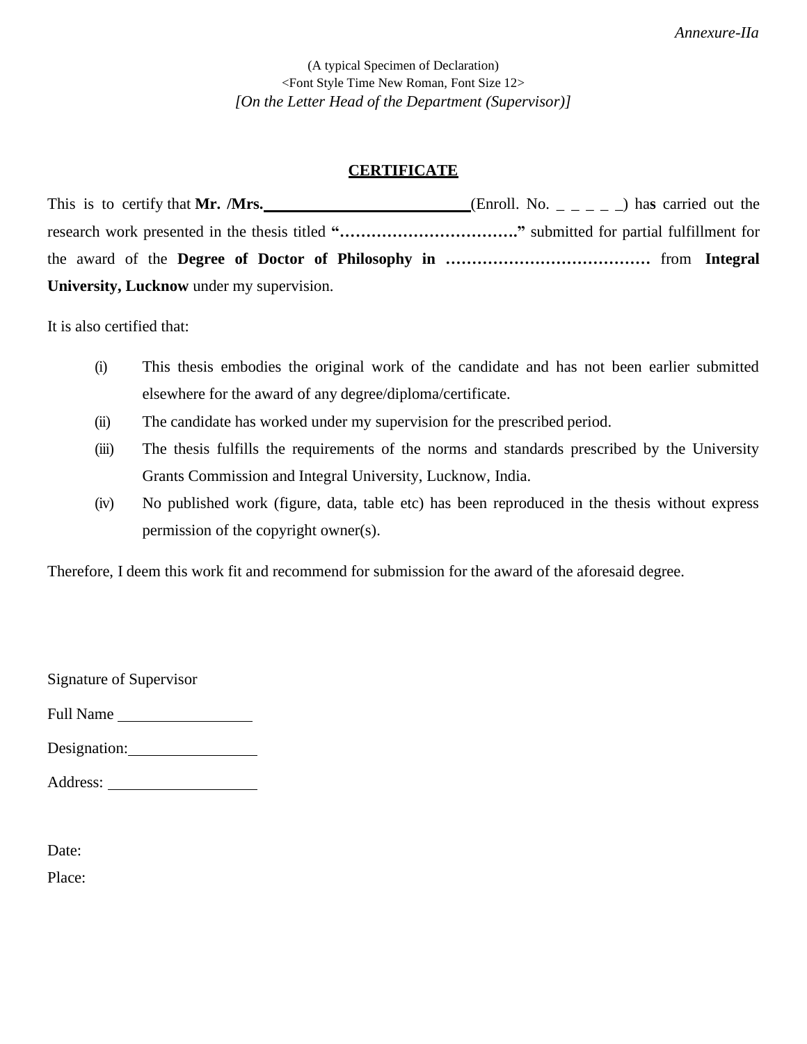*Annexure-IIa*

(A typical Specimen of Declaration)
<Font Style Time New Roman, Font Size 12>
*[On the Letter Head of the Department (Supervisor)]*

**CERTIFICATE**

This is to certify that **Mr. /Mrs.**__________________________(Enroll. No. _ _ _ _ _) has carried out the research work presented in the thesis titled **"……………………………."** submitted for partial fulfillment for the award of the **Degree of Doctor of Philosophy in …………………………………** from **Integral University, Lucknow** under my supervision.

It is also certified that:

(i) This thesis embodies the original work of the candidate and has not been earlier submitted elsewhere for the award of any degree/diploma/certificate.

(ii) The candidate has worked under my supervision for the prescribed period.

(iii) The thesis fulfills the requirements of the norms and standards prescribed by the University Grants Commission and Integral University, Lucknow, India.

(iv) No published work (figure, data, table etc) has been reproduced in the thesis without express permission of the copyright owner(s).

Therefore, I deem this work fit and recommend for submission for the award of the aforesaid degree.

Signature of Supervisor

Full Name __________________

Designation:_________________

Address: ___________________

Date:

Place: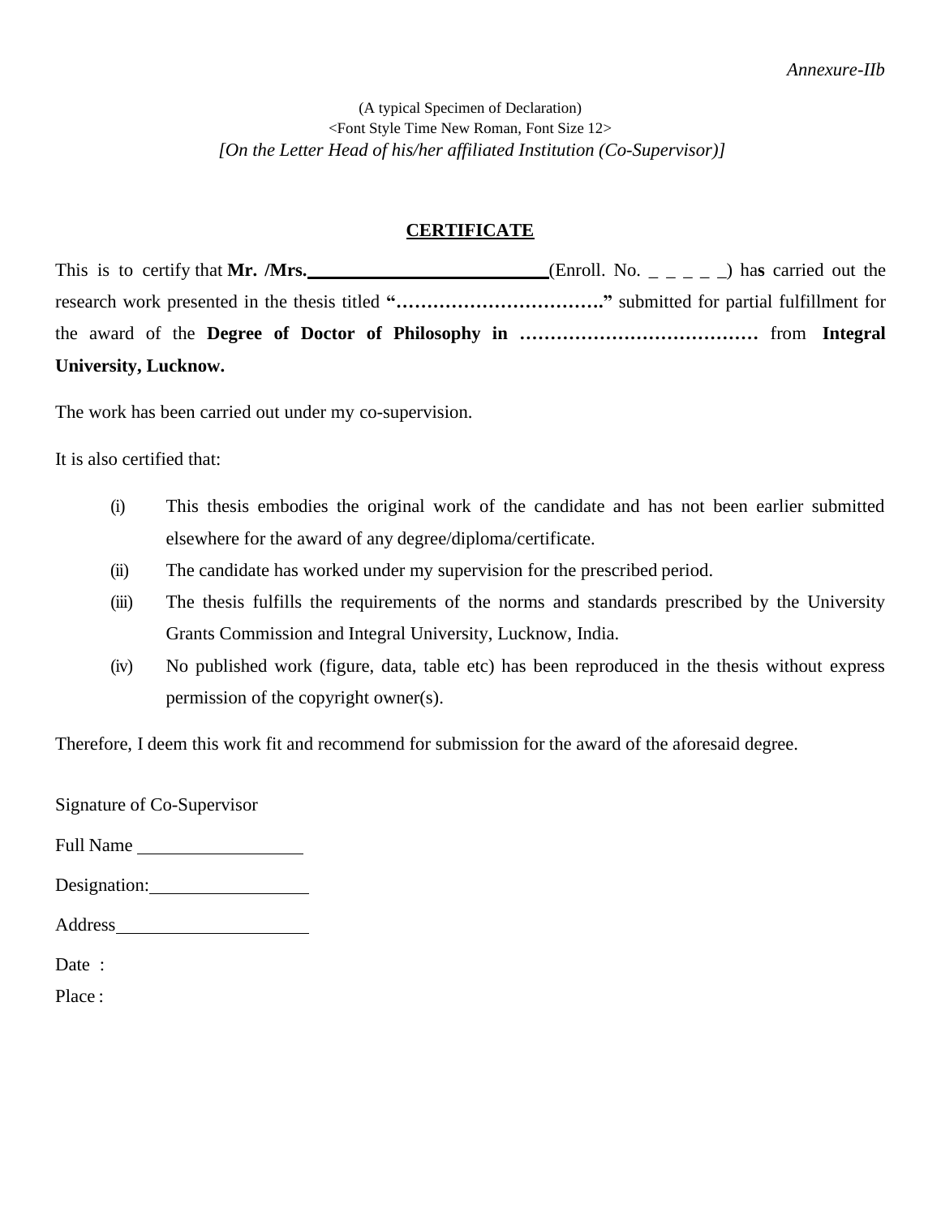*Annexure-IIb*

(A typical Specimen of Declaration)
<Font Style Time New Roman, Font Size 12>
*[On the Letter Head of his/her affiliated Institution (Co-Supervisor)]*

## CERTIFICATE

This is to certify that **Mr. /Mrs.**\_\_\_\_\_\_\_\_\_\_\_\_\_\_\_\_\_\_\_\_\_\_\_\_\_\_(Enroll. No. _ _ _ _ _) ha**s** carried out the research work presented in the thesis titled **"…………………………….."** submitted for partial fulfillment for the award of the **Degree of Doctor of Philosophy in …………………………………** from **Integral University, Lucknow.**

The work has been carried out under my co-supervision.

It is also certified that:

(i) This thesis embodies the original work of the candidate and has not been earlier submitted elsewhere for the award of any degree/diploma/certificate.

(ii) The candidate has worked under my supervision for the prescribed period.

(iii) The thesis fulfills the requirements of the norms and standards prescribed by the University Grants Commission and Integral University, Lucknow, India.

(iv) No published work (figure, data, table etc) has been reproduced in the thesis without express permission of the copyright owner(s).

Therefore, I deem this work fit and recommend for submission for the award of the aforesaid degree.

Signature of Co-Supervisor

Full Name \_\_\_\_\_\_\_\_\_\_\_\_\_\_\_\_\_\_

Designation:\_\_\_\_\_\_\_\_\_\_\_\_\_\_\_\_\_\_

Address\_\_\_\_\_\_\_\_\_\_\_\_\_\_\_\_\_\_\_\_\_

Date :

Place :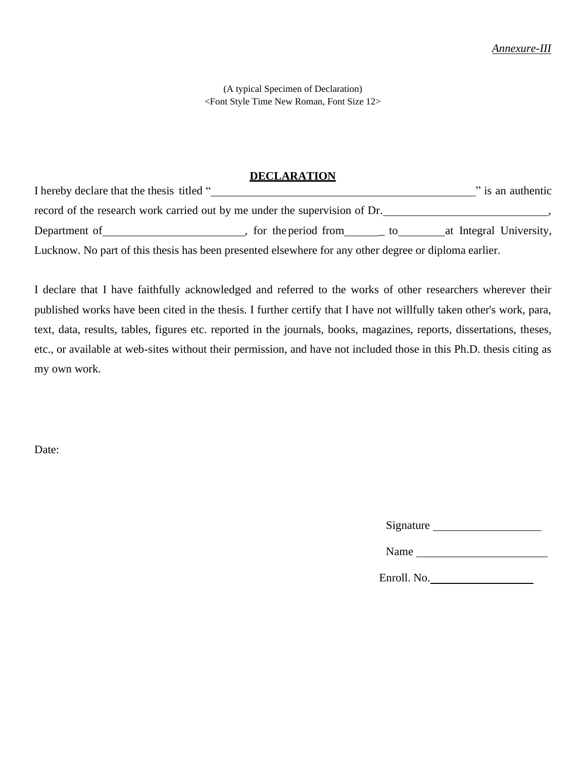*Annexure-III*

(A typical Specimen of Declaration)
<Font Style Time New Roman, Font Size 12>

**DECLARATION**

I hereby declare that the thesis titled "\_\_\_\_\_\_\_\_\_\_\_\_\_\_\_\_\_\_\_\_\_\_\_\_\_\_\_\_\_\_\_\_\_\_\_\_\_\_\_\_\_\_" is an authentic record of the research work carried out by me under the supervision of Dr.\_\_\_\_\_\_\_\_\_\_\_\_\_\_\_\_\_\_\_\_\_\_\_\_\_\_, Department of\_\_\_\_\_\_\_\_\_\_\_\_\_\_\_\_\_\_\_\_\_\_, for the period from\_\_\_\_\_\_ to\_\_\_\_\_\_\_at Integral University, Lucknow. No part of this thesis has been presented elsewhere for any other degree or diploma earlier.

I declare that I have faithfully acknowledged and referred to the works of other researchers wherever their published works have been cited in the thesis. I further certify that I have not willfully taken other's work, para, text, data, results, tables, figures etc. reported in the journals, books, magazines, reports, dissertations, theses, etc., or available at web-sites without their permission, and have not included those in this Ph.D. thesis citing as my own work.

Date:

Signature \_\_\_\_\_\_\_\_\_\_\_\_\_\_\_\_\_\_

Name \_\_\_\_\_\_\_\_\_\_\_\_\_\_\_\_\_\_\_\_\_

Enroll. No.\_\_\_\_\_\_\_\_\_\_\_\_\_\_\_\_\_\_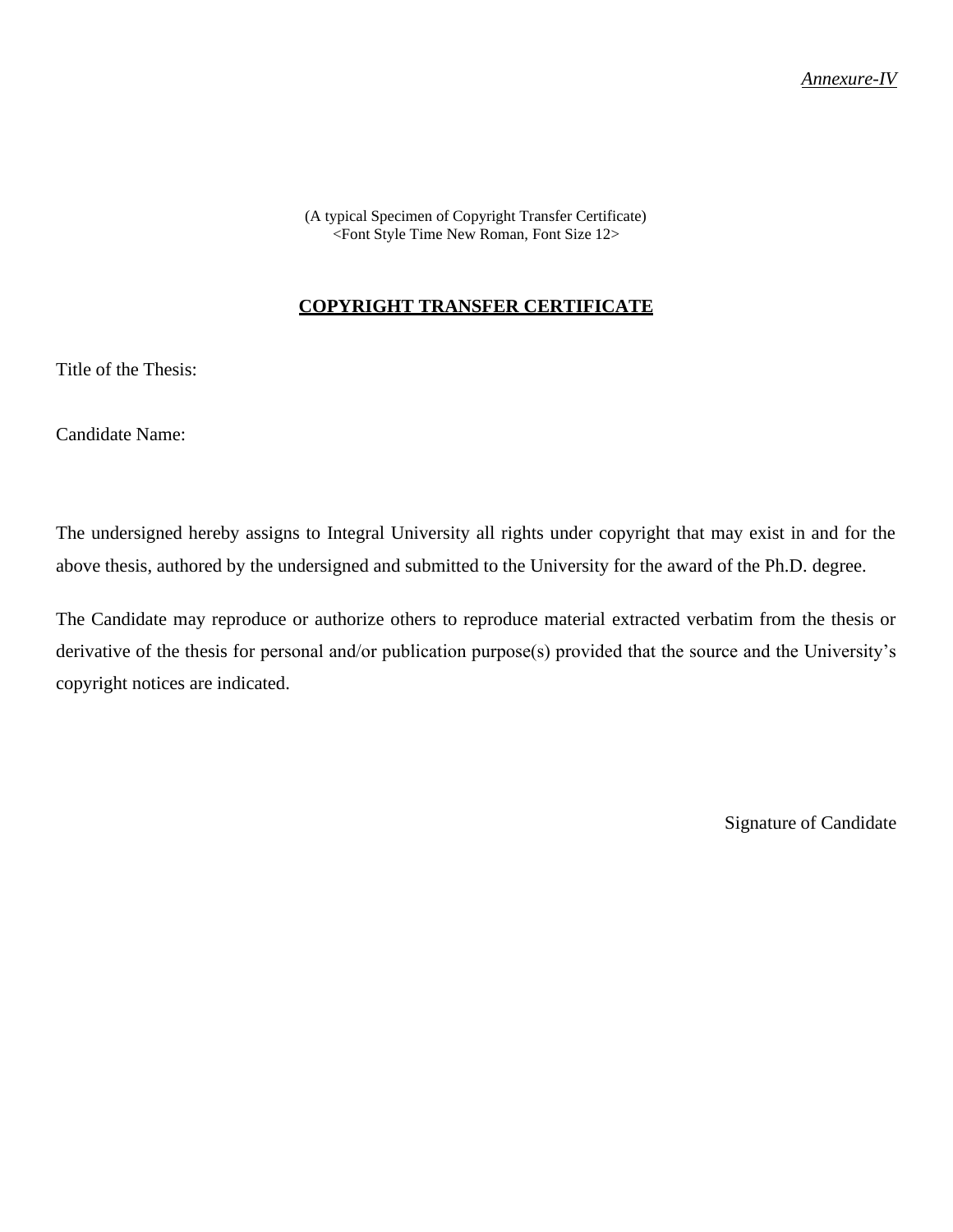*Annexure-IV*

(A typical Specimen of Copyright Transfer Certificate)
<Font Style Time New Roman, Font Size 12>

## COPYRIGHT TRANSFER CERTIFICATE

Title of the Thesis:

Candidate Name:

The undersigned hereby assigns to Integral University all rights under copyright that may exist in and for the above thesis, authored by the undersigned and submitted to the University for the award of the Ph.D. degree.

The Candidate may reproduce or authorize others to reproduce material extracted verbatim from the thesis or derivative of the thesis for personal and/or publication purpose(s) provided that the source and the University's copyright notices are indicated.

Signature of Candidate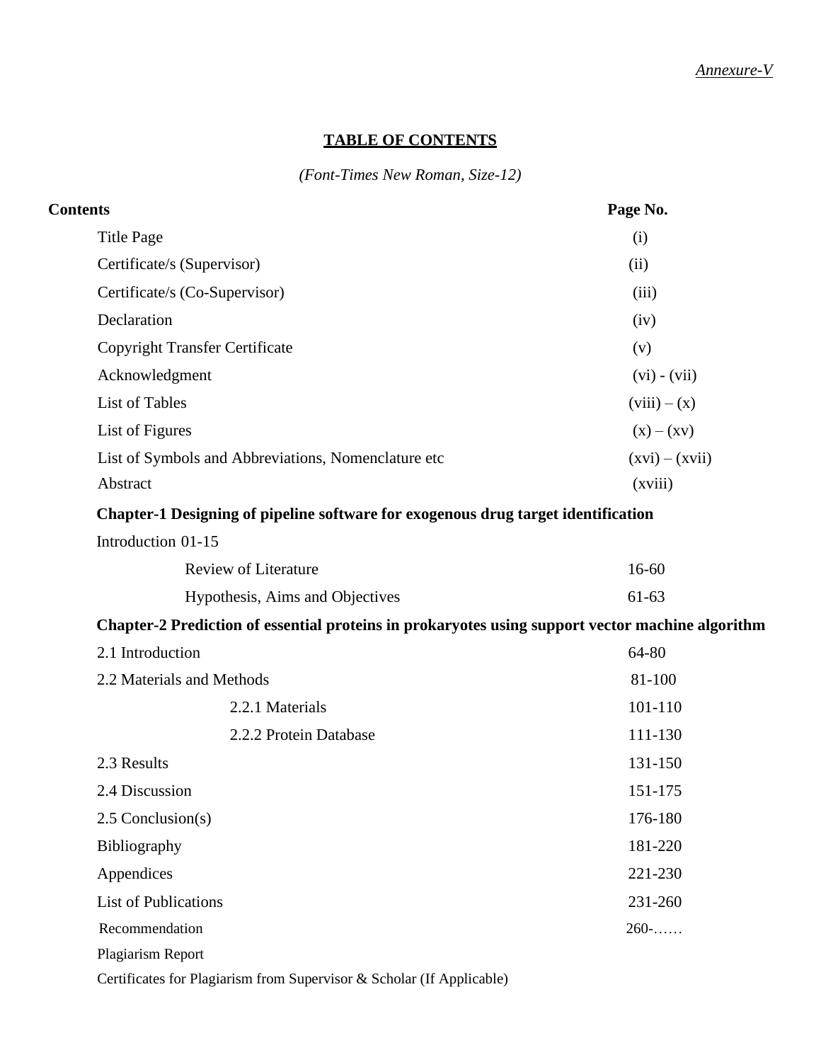*Annexure-V*

# TABLE OF CONTENTS

*(Font-Times New Roman, Size-12)*

| **Contents** | **Page No.** |
|---|---|
| Title Page | (i) |
| Certificate/s (Supervisor) | (ii) |
| Certificate/s (Co-Supervisor) | (iii) |
| Declaration | (iv) |
| Copyright Transfer Certificate | (v) |
| Acknowledgment | (vi) - (vii) |
| List of Tables | (viii) – (x) |
| List of Figures | (x) – (xv) |
| List of Symbols and Abbreviations, Nomenclature etc | (xvi) – (xvii) |
| Abstract | (xviii) |
| **Chapter-1 Designing of pipeline software for exogenous drug target identification** | |
| Introduction 01-15 | |
| Review of Literature | 16-60 |
| Hypothesis, Aims and Objectives | 61-63 |
| **Chapter-2 Prediction of essential proteins in prokaryotes using support vector machine algorithm** | |
| 2.1 Introduction | 64-80 |
| 2.2 Materials and Methods | 81-100 |
| 2.2.1 Materials | 101-110 |
| 2.2.2 Protein Database | 111-130 |
| 2.3 Results | 131-150 |
| 2.4 Discussion | 151-175 |
| 2.5 Conclusion(s) | 176-180 |
| Bibliography | 181-220 |
| Appendices | 221-230 |
| List of Publications | 231-260 |
| Recommendation | 260-…… |
| Plagiarism Report | |
| Certificates for Plagiarism from Supervisor & Scholar (If Applicable) | |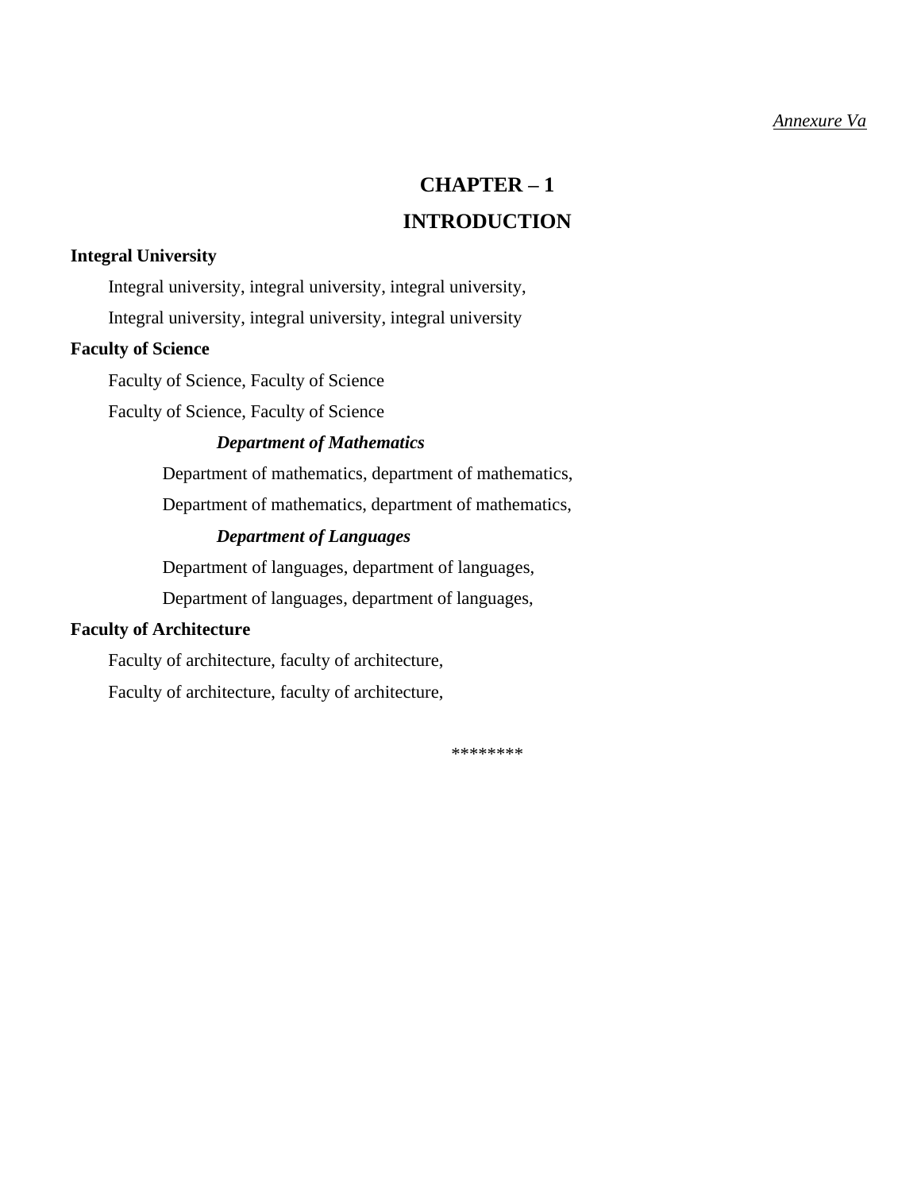*Annexure Va*

# CHAPTER – 1

# INTRODUCTION

**Integral University**

Integral university, integral university, integral university,

Integral university, integral university, integral university

**Faculty of Science**

Faculty of Science, Faculty of Science

Faculty of Science, Faculty of Science

***Department of Mathematics***

Department of mathematics, department of mathematics,

Department of mathematics, department of mathematics,

***Department of Languages***

Department of languages, department of languages,

Department of languages, department of languages,

**Faculty of Architecture**

Faculty of architecture, faculty of architecture,

Faculty of architecture, faculty of architecture,

********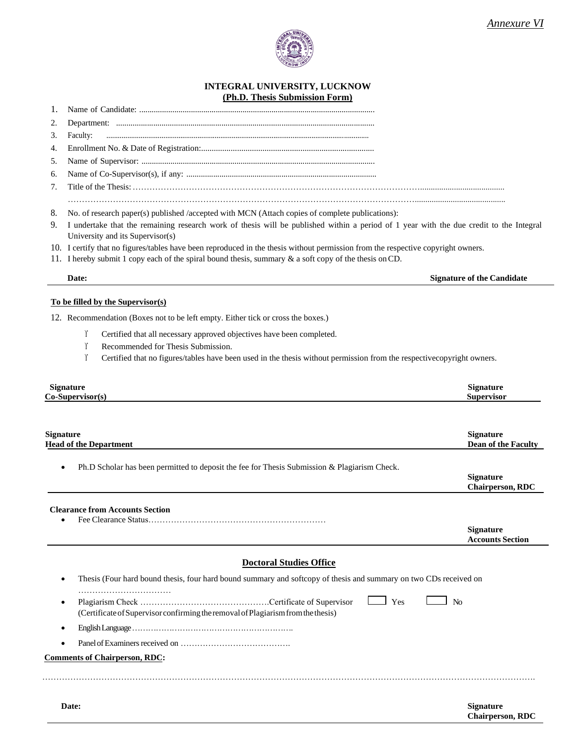*Annexure VI*

**INTEGRAL UNIVERSITY, LUCKNOW**
**(Ph.D. Thesis Submission Form)**

1. Name of Candidate: ..................................................................................................................
2. Department: ............................................................................................................................
3. Faculty: ....................................................................................................................................
4. Enrollment No. & Date of Registration:..................................................................................
5. Name of Supervisor: ................................................................................................................
6. Name of Co-Supervisor(s), if any: ............................................................................................
7. Title of the Thesis: ………………………………………………………………………………………………........................................
………………………………………………………………………………………………………………..........................................
8. No. of research paper(s) published /accepted with MCN (Attach copies of complete publications):
9. I undertake that the remaining research work of thesis will be published within a period of 1 year with the due credit to the Integral University and its Supervisor(s)
10. I certify that no figures/tables have been reproduced in the thesis without permission from the respective copyright owners.
11. I hereby submit 1 copy each of the spiral bound thesis, summary & a soft copy of the thesis on CD.

**Date:** **Signature of the Candidate**

---

**To be filled by the Supervisor(s)**

12. Recommendation (Boxes not to be left empty. Either tick or cross the boxes.)
    - Certified that all necessary approved objectives have been completed.
    - Recommended for Thesis Submission.
    - Certified that no figures/tables have been used in the thesis without permission from the respectivecopyright owners.

**Signature** **Signature**
**Co-Supervisor(s)** **Supervisor**

---

**Signature** **Signature**
**Head of the Department** **Dean of the Faculty**

---

- Ph.D Scholar has been permitted to deposit the fee for Thesis Submission & Plagiarism Check.

**Signature**
**Chairperson, RDC**

---

**Clearance from Accounts Section**

- Fee Clearance Status………………………………………………………

**Signature**
**Accounts Section**

---

**Doctoral Studies Office**

- Thesis (Four hard bound thesis, four hard bound summary and softcopy of thesis and summary on two CDs received on ……………………………
- Plagiarism Check ……………………………………….Certificate of Supervisor ☐ Yes ☐ No
  (Certificate of Supervisor confirming the removal of Plagiarism from the thesis)
- English Language…………………………………………………….
- Panel of Examiners received on ………………………………….

**Comments of Chairperson, RDC:**

…………………………………………………………………………………………………………………………………………………….

**Date:** **Signature**
**Chairperson, RDC**